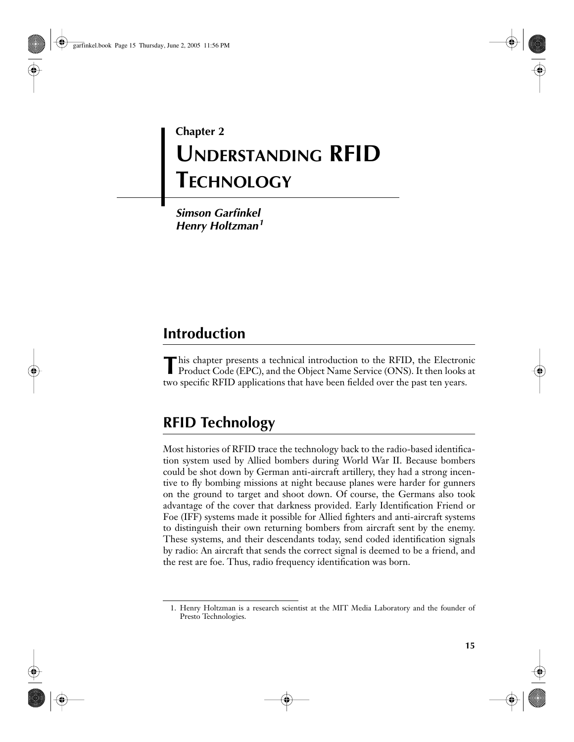Chapter 2

# UNDERSTANDING RFID TECHNOLOGY

***Simson Garfinkel***
***Henry Holtzman[1]***

## Introduction

This chapter presents a technical introduction to the RFID, the Electronic Product Code (EPC), and the Object Name Service (ONS). It then looks at two specific RFID applications that have been fielded over the past ten years.

## RFID Technology

Most histories of RFID trace the technology back to the radio-based identification system used by Allied bombers during World War II. Because bombers could be shot down by German anti-aircraft artillery, they had a strong incentive to fly bombing missions at night because planes were harder for gunners on the ground to target and shoot down. Of course, the Germans also took advantage of the cover that darkness provided. Early Identification Friend or Foe (IFF) systems made it possible for Allied fighters and anti-aircraft systems to distinguish their own returning bombers from aircraft sent by the enemy. These systems, and their descendants today, send coded identification signals by radio: An aircraft that sends the correct signal is deemed to be a friend, and the rest are foe. Thus, radio frequency identification was born.

1. Henry Holtzman is a research scientist at the MIT Media Laboratory and the founder of Presto Technologies.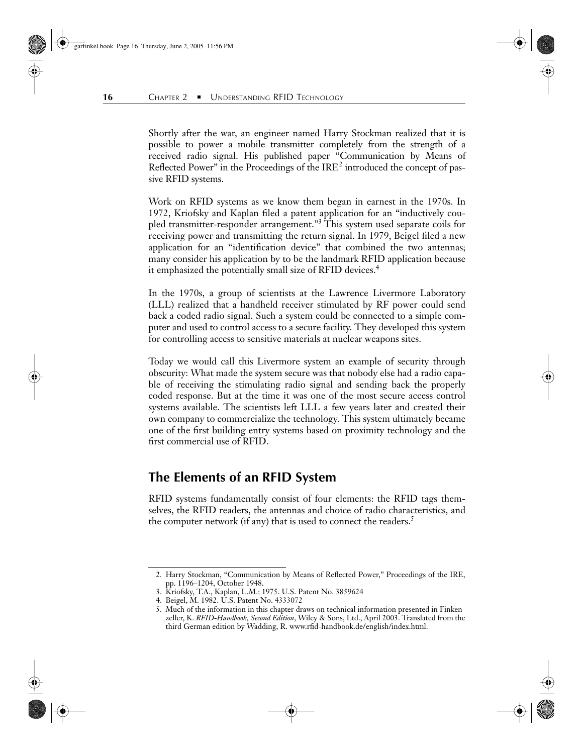Shortly after the war, an engineer named Harry Stockman realized that it is possible to power a mobile transmitter completely from the strength of a received radio signal. His published paper "Communication by Means of Reflected Power" in the Proceedings of the IRE[2] introduced the concept of passive RFID systems.

Work on RFID systems as we know them began in earnest in the 1970s. In 1972, Kriofsky and Kaplan filed a patent application for an "inductively coupled transmitter-responder arrangement."[3] This system used separate coils for receiving power and transmitting the return signal. In 1979, Beigel filed a new application for an "identification device" that combined the two antennas; many consider his application by to be the landmark RFID application because it emphasized the potentially small size of RFID devices.[4]

In the 1970s, a group of scientists at the Lawrence Livermore Laboratory (LLL) realized that a handheld receiver stimulated by RF power could send back a coded radio signal. Such a system could be connected to a simple computer and used to control access to a secure facility. They developed this system for controlling access to sensitive materials at nuclear weapons sites.

Today we would call this Livermore system an example of security through obscurity: What made the system secure was that nobody else had a radio capable of receiving the stimulating radio signal and sending back the properly coded response. But at the time it was one of the most secure access control systems available. The scientists left LLL a few years later and created their own company to commercialize the technology. This system ultimately became one of the first building entry systems based on proximity technology and the first commercial use of RFID.

## The Elements of an RFID System

RFID systems fundamentally consist of four elements: the RFID tags themselves, the RFID readers, the antennas and choice of radio characteristics, and the computer network (if any) that is used to connect the readers.[5]

---

2. Harry Stockman, "Communication by Means of Reflected Power," Proceedings of the IRE, pp. 1196–1204, October 1948.
3. Kriofsky, T.A., Kaplan, L.M.: 1975. U.S. Patent No. 3859624
4. Beigel, M. 1982. U.S. Patent No. 4333072
5. Much of the information in this chapter draws on technical information presented in Finkenzeller, K. *RFID-Handbook, Second Edition*, Wiley & Sons, Ltd., April 2003. Translated from the third German edition by Wadding, R. www.rfid-handbook.de/english/index.html.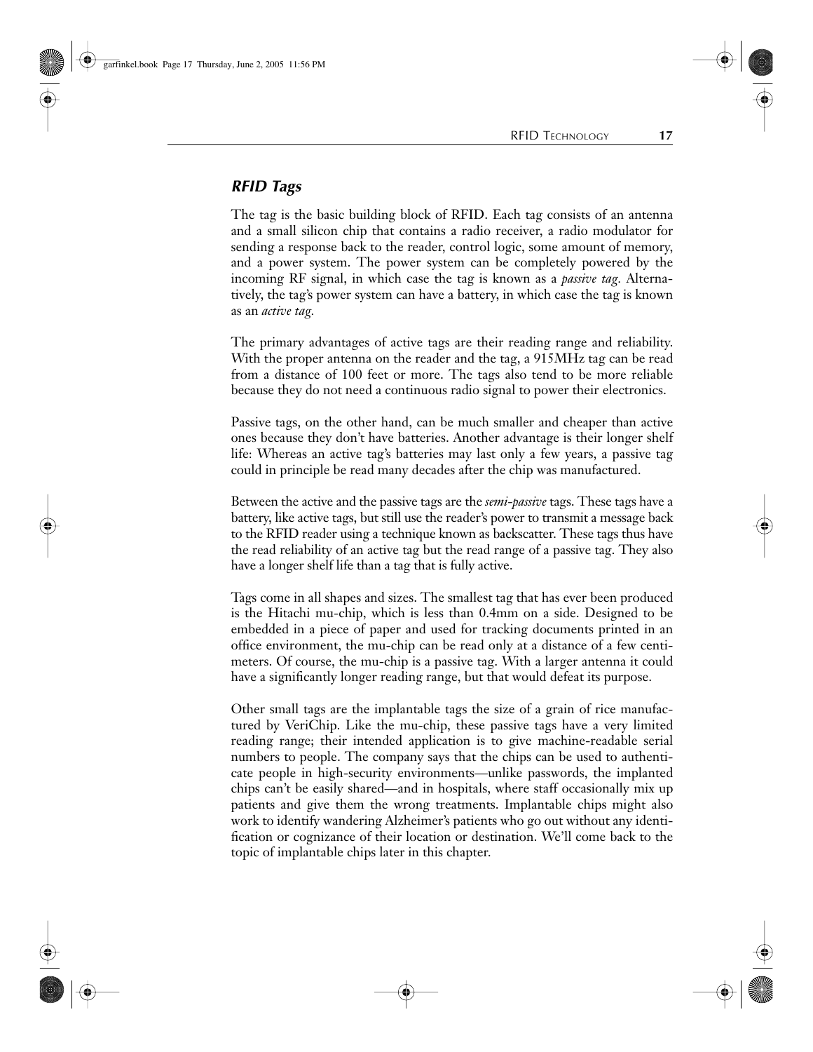## *RFID Tags*

The tag is the basic building block of RFID. Each tag consists of an antenna and a small silicon chip that contains a radio receiver, a radio modulator for sending a response back to the reader, control logic, some amount of memory, and a power system. The power system can be completely powered by the incoming RF signal, in which case the tag is known as a *passive tag*. Alternatively, the tag's power system can have a battery, in which case the tag is known as an *active tag*.

The primary advantages of active tags are their reading range and reliability. With the proper antenna on the reader and the tag, a 915MHz tag can be read from a distance of 100 feet or more. The tags also tend to be more reliable because they do not need a continuous radio signal to power their electronics.

Passive tags, on the other hand, can be much smaller and cheaper than active ones because they don't have batteries. Another advantage is their longer shelf life: Whereas an active tag's batteries may last only a few years, a passive tag could in principle be read many decades after the chip was manufactured.

Between the active and the passive tags are the *semi-passive* tags. These tags have a battery, like active tags, but still use the reader's power to transmit a message back to the RFID reader using a technique known as backscatter. These tags thus have the read reliability of an active tag but the read range of a passive tag. They also have a longer shelf life than a tag that is fully active.

Tags come in all shapes and sizes. The smallest tag that has ever been produced is the Hitachi mu-chip, which is less than 0.4mm on a side. Designed to be embedded in a piece of paper and used for tracking documents printed in an office environment, the mu-chip can be read only at a distance of a few centimeters. Of course, the mu-chip is a passive tag. With a larger antenna it could have a significantly longer reading range, but that would defeat its purpose.

Other small tags are the implantable tags the size of a grain of rice manufactured by VeriChip. Like the mu-chip, these passive tags have a very limited reading range; their intended application is to give machine-readable serial numbers to people. The company says that the chips can be used to authenticate people in high-security environments—unlike passwords, the implanted chips can't be easily shared—and in hospitals, where staff occasionally mix up patients and give them the wrong treatments. Implantable chips might also work to identify wandering Alzheimer's patients who go out without any identification or cognizance of their location or destination. We'll come back to the topic of implantable chips later in this chapter.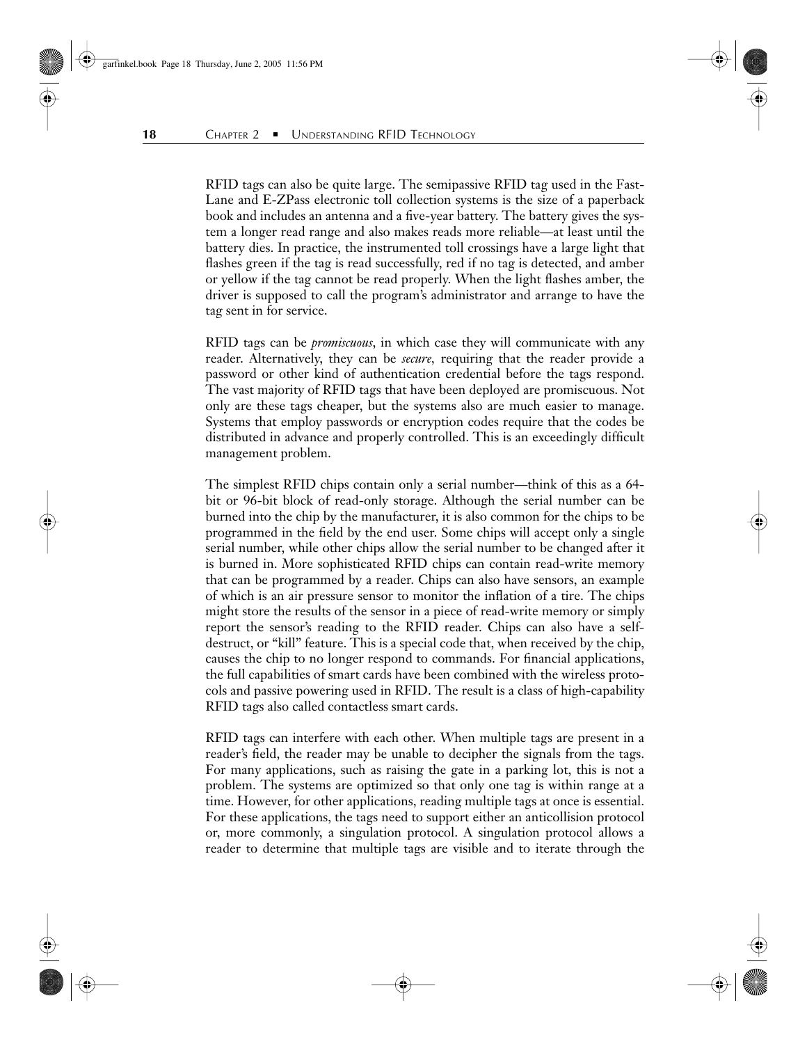RFID tags can also be quite large. The semipassive RFID tag used in the Fast-Lane and E-ZPass electronic toll collection systems is the size of a paperback book and includes an antenna and a five-year battery. The battery gives the system a longer read range and also makes reads more reliable—at least until the battery dies. In practice, the instrumented toll crossings have a large light that flashes green if the tag is read successfully, red if no tag is detected, and amber or yellow if the tag cannot be read properly. When the light flashes amber, the driver is supposed to call the program's administrator and arrange to have the tag sent in for service.

RFID tags can be *promiscuous*, in which case they will communicate with any reader. Alternatively, they can be *secure*, requiring that the reader provide a password or other kind of authentication credential before the tags respond. The vast majority of RFID tags that have been deployed are promiscuous. Not only are these tags cheaper, but the systems also are much easier to manage. Systems that employ passwords or encryption codes require that the codes be distributed in advance and properly controlled. This is an exceedingly difficult management problem.

The simplest RFID chips contain only a serial number—think of this as a 64-bit or 96-bit block of read-only storage. Although the serial number can be burned into the chip by the manufacturer, it is also common for the chips to be programmed in the field by the end user. Some chips will accept only a single serial number, while other chips allow the serial number to be changed after it is burned in. More sophisticated RFID chips can contain read-write memory that can be programmed by a reader. Chips can also have sensors, an example of which is an air pressure sensor to monitor the inflation of a tire. The chips might store the results of the sensor in a piece of read-write memory or simply report the sensor's reading to the RFID reader. Chips can also have a self-destruct, or "kill" feature. This is a special code that, when received by the chip, causes the chip to no longer respond to commands. For financial applications, the full capabilities of smart cards have been combined with the wireless protocols and passive powering used in RFID. The result is a class of high-capability RFID tags also called contactless smart cards.

RFID tags can interfere with each other. When multiple tags are present in a reader's field, the reader may be unable to decipher the signals from the tags. For many applications, such as raising the gate in a parking lot, this is not a problem. The systems are optimized so that only one tag is within range at a time. However, for other applications, reading multiple tags at once is essential. For these applications, the tags need to support either an anticollision protocol or, more commonly, a singulation protocol. A singulation protocol allows a reader to determine that multiple tags are visible and to iterate through the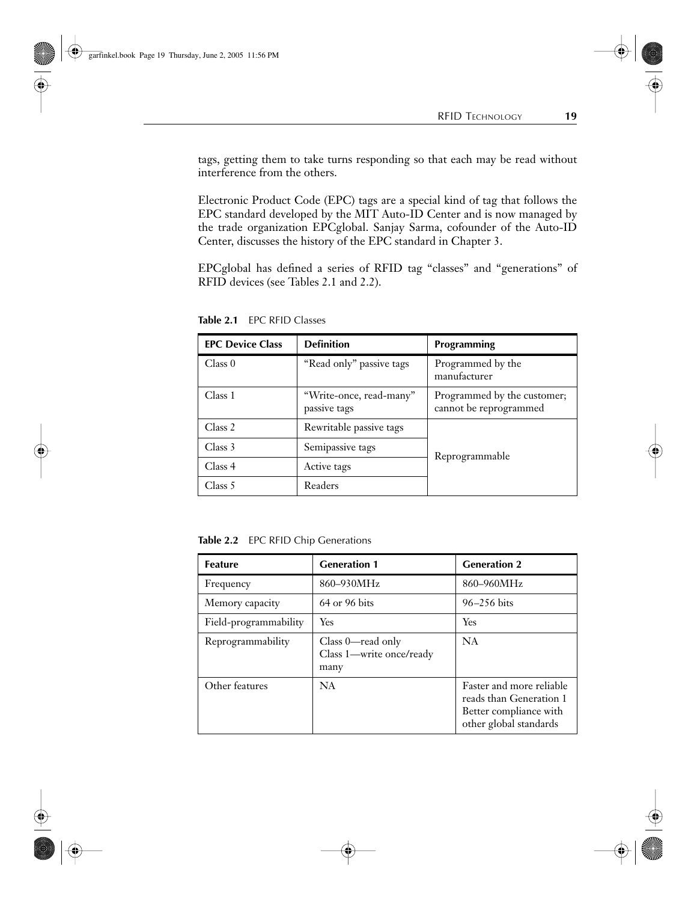tags, getting them to take turns responding so that each may be read without interference from the others.

Electronic Product Code (EPC) tags are a special kind of tag that follows the EPC standard developed by the MIT Auto-ID Center and is now managed by the trade organization EPCglobal. Sanjay Sarma, cofounder of the Auto-ID Center, discusses the history of the EPC standard in Chapter 3.

EPCglobal has defined a series of RFID tag "classes" and "generations" of RFID devices (see Tables 2.1 and 2.2).

**Table 2.1** EPC RFID Classes

| EPC Device Class | Definition | Programming |
|---|---|---|
| Class 0 | "Read only" passive tags | Programmed by the manufacturer |
| Class 1 | "Write-once, read-many" passive tags | Programmed by the customer; cannot be reprogrammed |
| Class 2 | Rewritable passive tags | Reprogrammable |
| Class 3 | Semipassive tags | |
| Class 4 | Active tags | |
| Class 5 | Readers | |

**Table 2.2** EPC RFID Chip Generations

| Feature | Generation 1 | Generation 2 |
|---|---|---|
| Frequency | 860–930MHz | 860–960MHz |
| Memory capacity | 64 or 96 bits | 96–256 bits |
| Field-programmability | Yes | Yes |
| Reprogrammability | Class 0—read only<br>Class 1—write once/ready many | NA |
| Other features | NA | Faster and more reliable reads than Generation 1<br>Better compliance with other global standards |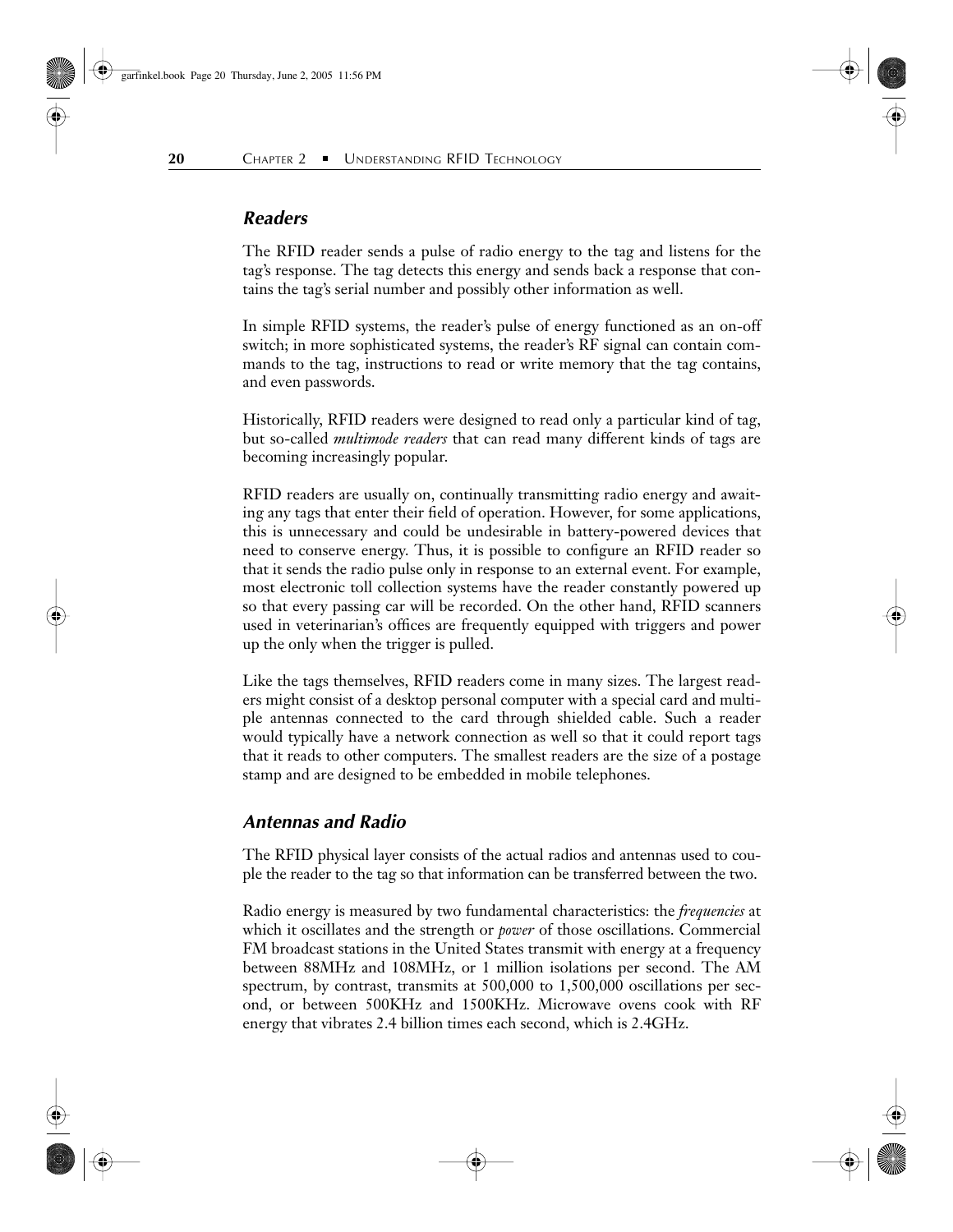### *Readers*

The RFID reader sends a pulse of radio energy to the tag and listens for the tag's response. The tag detects this energy and sends back a response that contains the tag's serial number and possibly other information as well.

In simple RFID systems, the reader's pulse of energy functioned as an on-off switch; in more sophisticated systems, the reader's RF signal can contain commands to the tag, instructions to read or write memory that the tag contains, and even passwords.

Historically, RFID readers were designed to read only a particular kind of tag, but so-called *multimode readers* that can read many different kinds of tags are becoming increasingly popular.

RFID readers are usually on, continually transmitting radio energy and awaiting any tags that enter their field of operation. However, for some applications, this is unnecessary and could be undesirable in battery-powered devices that need to conserve energy. Thus, it is possible to configure an RFID reader so that it sends the radio pulse only in response to an external event. For example, most electronic toll collection systems have the reader constantly powered up so that every passing car will be recorded. On the other hand, RFID scanners used in veterinarian's offices are frequently equipped with triggers and power up the only when the trigger is pulled.

Like the tags themselves, RFID readers come in many sizes. The largest readers might consist of a desktop personal computer with a special card and multiple antennas connected to the card through shielded cable. Such a reader would typically have a network connection as well so that it could report tags that it reads to other computers. The smallest readers are the size of a postage stamp and are designed to be embedded in mobile telephones.

### *Antennas and Radio*

The RFID physical layer consists of the actual radios and antennas used to couple the reader to the tag so that information can be transferred between the two.

Radio energy is measured by two fundamental characteristics: the *frequencies* at which it oscillates and the strength or *power* of those oscillations. Commercial FM broadcast stations in the United States transmit with energy at a frequency between 88MHz and 108MHz, or 1 million isolations per second. The AM spectrum, by contrast, transmits at 500,000 to 1,500,000 oscillations per second, or between 500KHz and 1500KHz. Microwave ovens cook with RF energy that vibrates 2.4 billion times each second, which is 2.4GHz.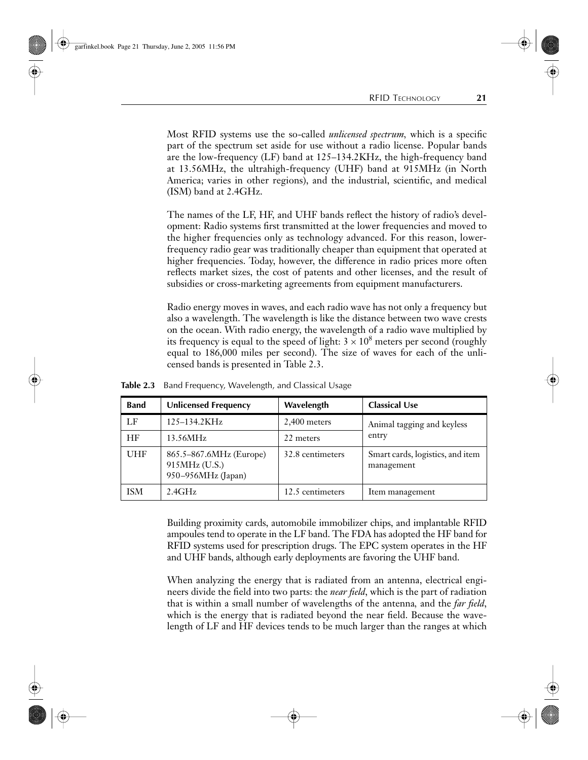Most RFID systems use the so-called *unlicensed spectrum*, which is a specific part of the spectrum set aside for use without a radio license. Popular bands are the low-frequency (LF) band at 125–134.2KHz, the high-frequency band at 13.56MHz, the ultrahigh-frequency (UHF) band at 915MHz (in North America; varies in other regions), and the industrial, scientific, and medical (ISM) band at 2.4GHz.

The names of the LF, HF, and UHF bands reflect the history of radio's development: Radio systems first transmitted at the lower frequencies and moved to the higher frequencies only as technology advanced. For this reason, lower-frequency radio gear was traditionally cheaper than equipment that operated at higher frequencies. Today, however, the difference in radio prices more often reflects market sizes, the cost of patents and other licenses, and the result of subsidies or cross-marketing agreements from equipment manufacturers.

Radio energy moves in waves, and each radio wave has not only a frequency but also a wavelength. The wavelength is like the distance between two wave crests on the ocean. With radio energy, the wavelength of a radio wave multiplied by its frequency is equal to the speed of light: $3 \times 10^8$ meters per second (roughly equal to 186,000 miles per second). The size of waves for each of the unlicensed bands is presented in Table 2.3.

**Table 2.3** Band Frequency, Wavelength, and Classical Usage

| Band | Unlicensed Frequency | Wavelength | Classical Use |
|---|---|---|---|
| LF | 125–134.2KHz | 2,400 meters | Animal tagging and keyless entry |
| HF | 13.56MHz | 22 meters | |
| UHF | 865.5–867.6MHz (Europe)<br>915MHz (U.S.)<br>950–956MHz (Japan) | 32.8 centimeters | Smart cards, logistics, and item management |
| ISM | 2.4GHz | 12.5 centimeters | Item management |

Building proximity cards, automobile immobilizer chips, and implantable RFID ampoules tend to operate in the LF band. The FDA has adopted the HF band for RFID systems used for prescription drugs. The EPC system operates in the HF and UHF bands, although early deployments are favoring the UHF band.

When analyzing the energy that is radiated from an antenna, electrical engineers divide the field into two parts: the *near field*, which is the part of radiation that is within a small number of wavelengths of the antenna, and the *far field*, which is the energy that is radiated beyond the near field. Because the wavelength of LF and HF devices tends to be much larger than the ranges at which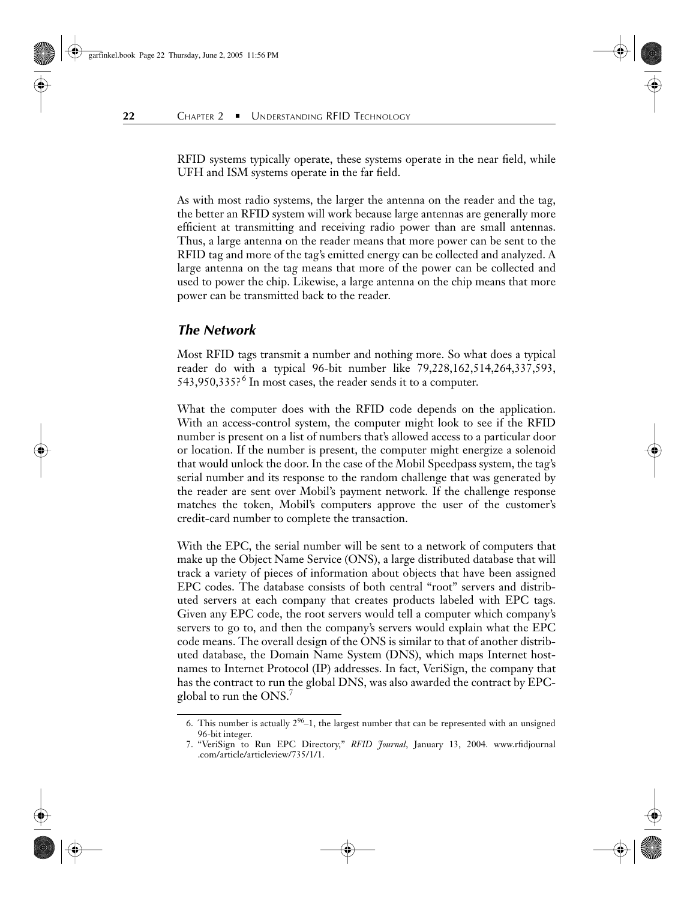RFID systems typically operate, these systems operate in the near field, while UFH and ISM systems operate in the far field.

As with most radio systems, the larger the antenna on the reader and the tag, the better an RFID system will work because large antennas are generally more efficient at transmitting and receiving radio power than are small antennas. Thus, a large antenna on the reader means that more power can be sent to the RFID tag and more of the tag's emitted energy can be collected and analyzed. A large antenna on the tag means that more of the power can be collected and used to power the chip. Likewise, a large antenna on the chip means that more power can be transmitted back to the reader.

### *The Network*

Most RFID tags transmit a number and nothing more. So what does a typical reader do with a typical 96-bit number like 79,228,162,514,264,337,593, 543,950,335?[6] In most cases, the reader sends it to a computer.

What the computer does with the RFID code depends on the application. With an access-control system, the computer might look to see if the RFID number is present on a list of numbers that's allowed access to a particular door or location. If the number is present, the computer might energize a solenoid that would unlock the door. In the case of the Mobil Speedpass system, the tag's serial number and its response to the random challenge that was generated by the reader are sent over Mobil's payment network. If the challenge response matches the token, Mobil's computers approve the user of the customer's credit-card number to complete the transaction.

With the EPC, the serial number will be sent to a network of computers that make up the Object Name Service (ONS), a large distributed database that will track a variety of pieces of information about objects that have been assigned EPC codes. The database consists of both central "root" servers and distributed servers at each company that creates products labeled with EPC tags. Given any EPC code, the root servers would tell a computer which company's servers to go to, and then the company's servers would explain what the EPC code means. The overall design of the ONS is similar to that of another distributed database, the Domain Name System (DNS), which maps Internet hostnames to Internet Protocol (IP) addresses. In fact, VeriSign, the company that has the contract to run the global DNS, was also awarded the contract by EPCglobal to run the ONS.[7]

---

6. This number is actually $2^{96}–1$, the largest number that can be represented with an unsigned 96-bit integer.
7. "VeriSign to Run EPC Directory," *RFID Journal*, January 13, 2004. www.rfidjournal.com/article/articleview/735/1/1.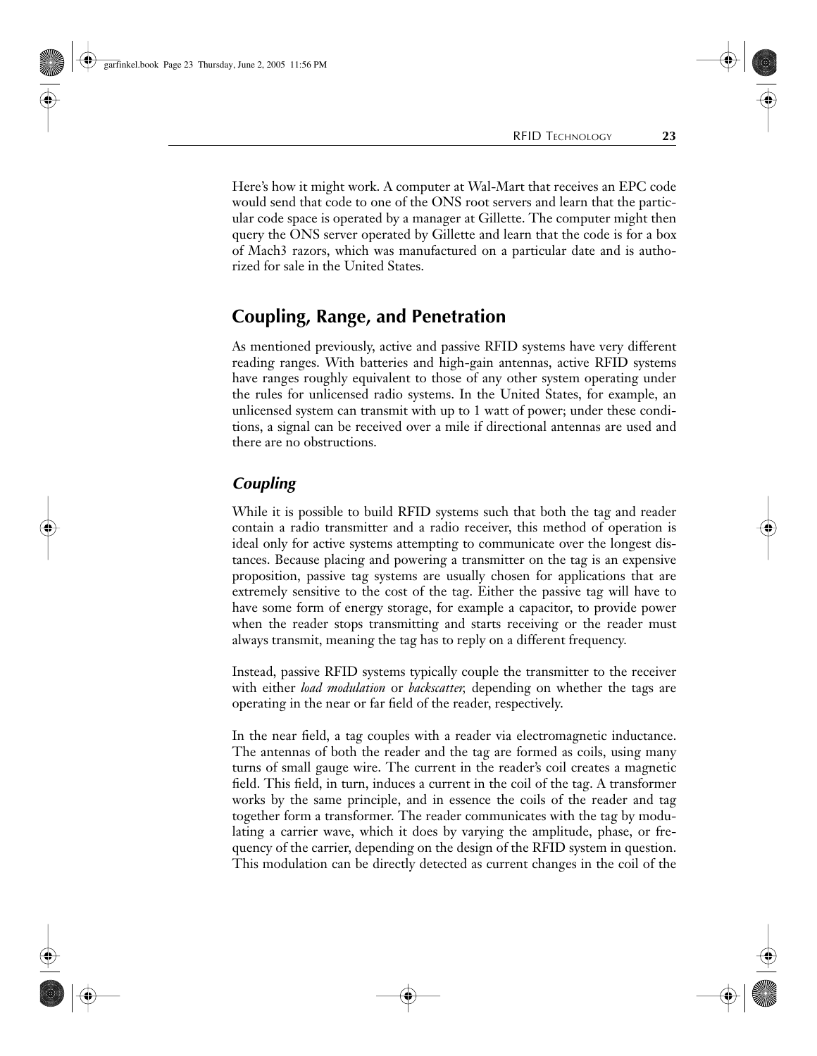Here's how it might work. A computer at Wal-Mart that receives an EPC code would send that code to one of the ONS root servers and learn that the particular code space is operated by a manager at Gillette. The computer might then query the ONS server operated by Gillette and learn that the code is for a box of Mach3 razors, which was manufactured on a particular date and is authorized for sale in the United States.

## Coupling, Range, and Penetration

As mentioned previously, active and passive RFID systems have very different reading ranges. With batteries and high-gain antennas, active RFID systems have ranges roughly equivalent to those of any other system operating under the rules for unlicensed radio systems. In the United States, for example, an unlicensed system can transmit with up to 1 watt of power; under these conditions, a signal can be received over a mile if directional antennas are used and there are no obstructions.

### *Coupling*

While it is possible to build RFID systems such that both the tag and reader contain a radio transmitter and a radio receiver, this method of operation is ideal only for active systems attempting to communicate over the longest distances. Because placing and powering a transmitter on the tag is an expensive proposition, passive tag systems are usually chosen for applications that are extremely sensitive to the cost of the tag. Either the passive tag will have to have some form of energy storage, for example a capacitor, to provide power when the reader stops transmitting and starts receiving or the reader must always transmit, meaning the tag has to reply on a different frequency.

Instead, passive RFID systems typically couple the transmitter to the receiver with either *load modulation* or *backscatter,* depending on whether the tags are operating in the near or far field of the reader, respectively.

In the near field, a tag couples with a reader via electromagnetic inductance. The antennas of both the reader and the tag are formed as coils, using many turns of small gauge wire. The current in the reader's coil creates a magnetic field. This field, in turn, induces a current in the coil of the tag. A transformer works by the same principle, and in essence the coils of the reader and tag together form a transformer. The reader communicates with the tag by modulating a carrier wave, which it does by varying the amplitude, phase, or frequency of the carrier, depending on the design of the RFID system in question. This modulation can be directly detected as current changes in the coil of the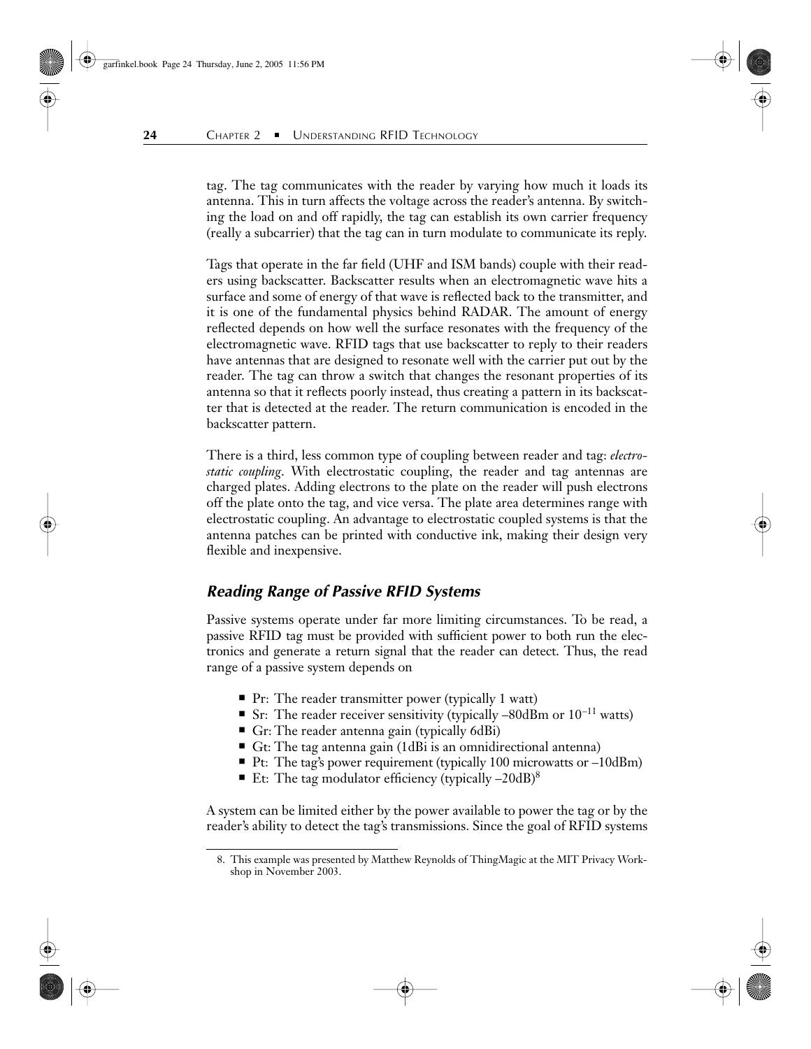tag. The tag communicates with the reader by varying how much it loads its antenna. This in turn affects the voltage across the reader's antenna. By switching the load on and off rapidly, the tag can establish its own carrier frequency (really a subcarrier) that the tag can in turn modulate to communicate its reply.

Tags that operate in the far field (UHF and ISM bands) couple with their readers using backscatter. Backscatter results when an electromagnetic wave hits a surface and some of energy of that wave is reflected back to the transmitter, and it is one of the fundamental physics behind RADAR. The amount of energy reflected depends on how well the surface resonates with the frequency of the electromagnetic wave. RFID tags that use backscatter to reply to their readers have antennas that are designed to resonate well with the carrier put out by the reader. The tag can throw a switch that changes the resonant properties of its antenna so that it reflects poorly instead, thus creating a pattern in its backscatter that is detected at the reader. The return communication is encoded in the backscatter pattern.

There is a third, less common type of coupling between reader and tag: *electrostatic coupling*. With electrostatic coupling, the reader and tag antennas are charged plates. Adding electrons to the plate on the reader will push electrons off the plate onto the tag, and vice versa. The plate area determines range with electrostatic coupling. An advantage to electrostatic coupled systems is that the antenna patches can be printed with conductive ink, making their design very flexible and inexpensive.

### Reading Range of Passive RFID Systems

Passive systems operate under far more limiting circumstances. To be read, a passive RFID tag must be provided with sufficient power to both run the electronics and generate a return signal that the reader can detect. Thus, the read range of a passive system depends on

- Pr: The reader transmitter power (typically 1 watt)
- Sr: The reader receiver sensitivity (typically –80dBm or $10^{-11}$ watts)
- Gr: The reader antenna gain (typically 6dBi)
- Gt: The tag antenna gain (1dBi is an omnidirectional antenna)
- Pt: The tag's power requirement (typically 100 microwatts or –10dBm)
- Et: The tag modulator efficiency (typically –20dB)[8]

A system can be limited either by the power available to power the tag or by the reader's ability to detect the tag's transmissions. Since the goal of RFID systems

8. This example was presented by Matthew Reynolds of ThingMagic at the MIT Privacy Workshop in November 2003.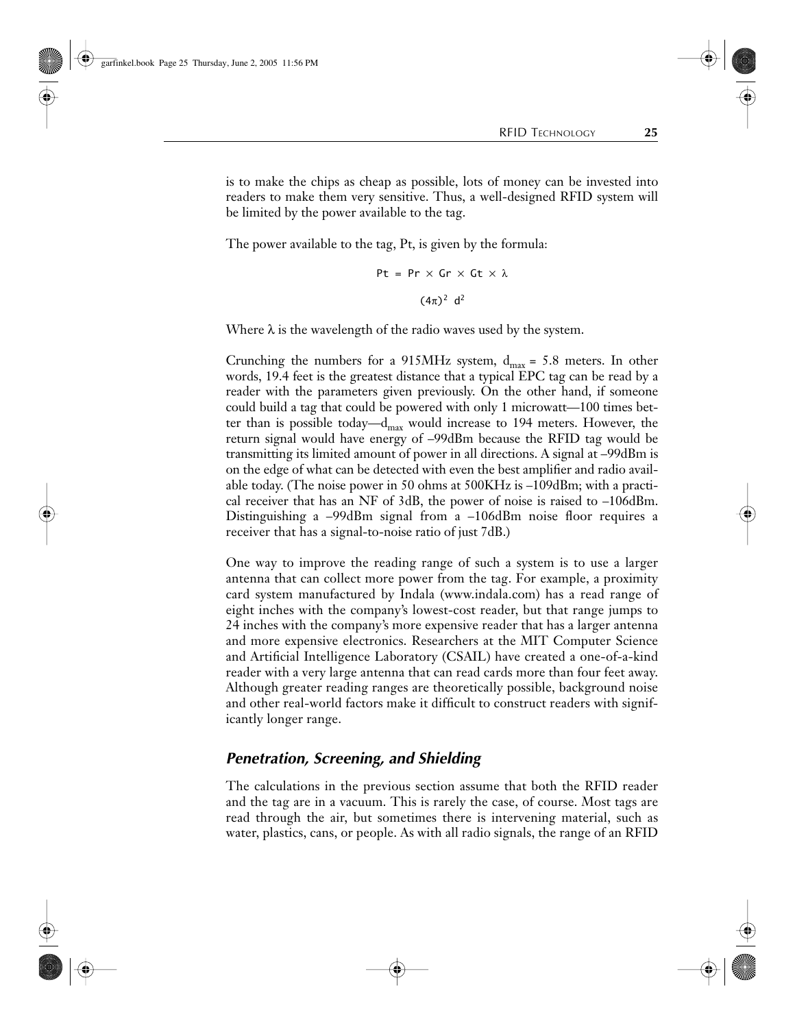is to make the chips as cheap as possible, lots of money can be invested into readers to make them very sensitive. Thus, a well-designed RFID system will be limited by the power available to the tag.

The power available to the tag, Pt, is given by the formula:

$$Pt = \frac{Pr \times Gr \times Gt \times \lambda}{(4\pi)^2 \; d^2}$$

Where $\lambda$ is the wavelength of the radio waves used by the system.

Crunching the numbers for a 915MHz system, $d_{max} = 5.8$ meters. In other words, 19.4 feet is the greatest distance that a typical EPC tag can be read by a reader with the parameters given previously. On the other hand, if someone could build a tag that could be powered with only 1 microwatt—100 times better than is possible today—$d_{max}$ would increase to 194 meters. However, the return signal would have energy of –99dBm because the RFID tag would be transmitting its limited amount of power in all directions. A signal at –99dBm is on the edge of what can be detected with even the best amplifier and radio available today. (The noise power in 50 ohms at 500KHz is –109dBm; with a practical receiver that has an NF of 3dB, the power of noise is raised to –106dBm. Distinguishing a –99dBm signal from a –106dBm noise floor requires a receiver that has a signal-to-noise ratio of just 7dB.)

One way to improve the reading range of such a system is to use a larger antenna that can collect more power from the tag. For example, a proximity card system manufactured by Indala (www.indala.com) has a read range of eight inches with the company's lowest-cost reader, but that range jumps to 24 inches with the company's more expensive reader that has a larger antenna and more expensive electronics. Researchers at the MIT Computer Science and Artificial Intelligence Laboratory (CSAIL) have created a one-of-a-kind reader with a very large antenna that can read cards more than four feet away. Although greater reading ranges are theoretically possible, background noise and other real-world factors make it difficult to construct readers with significantly longer range.

### *Penetration, Screening, and Shielding*

The calculations in the previous section assume that both the RFID reader and the tag are in a vacuum. This is rarely the case, of course. Most tags are read through the air, but sometimes there is intervening material, such as water, plastics, cans, or people. As with all radio signals, the range of an RFID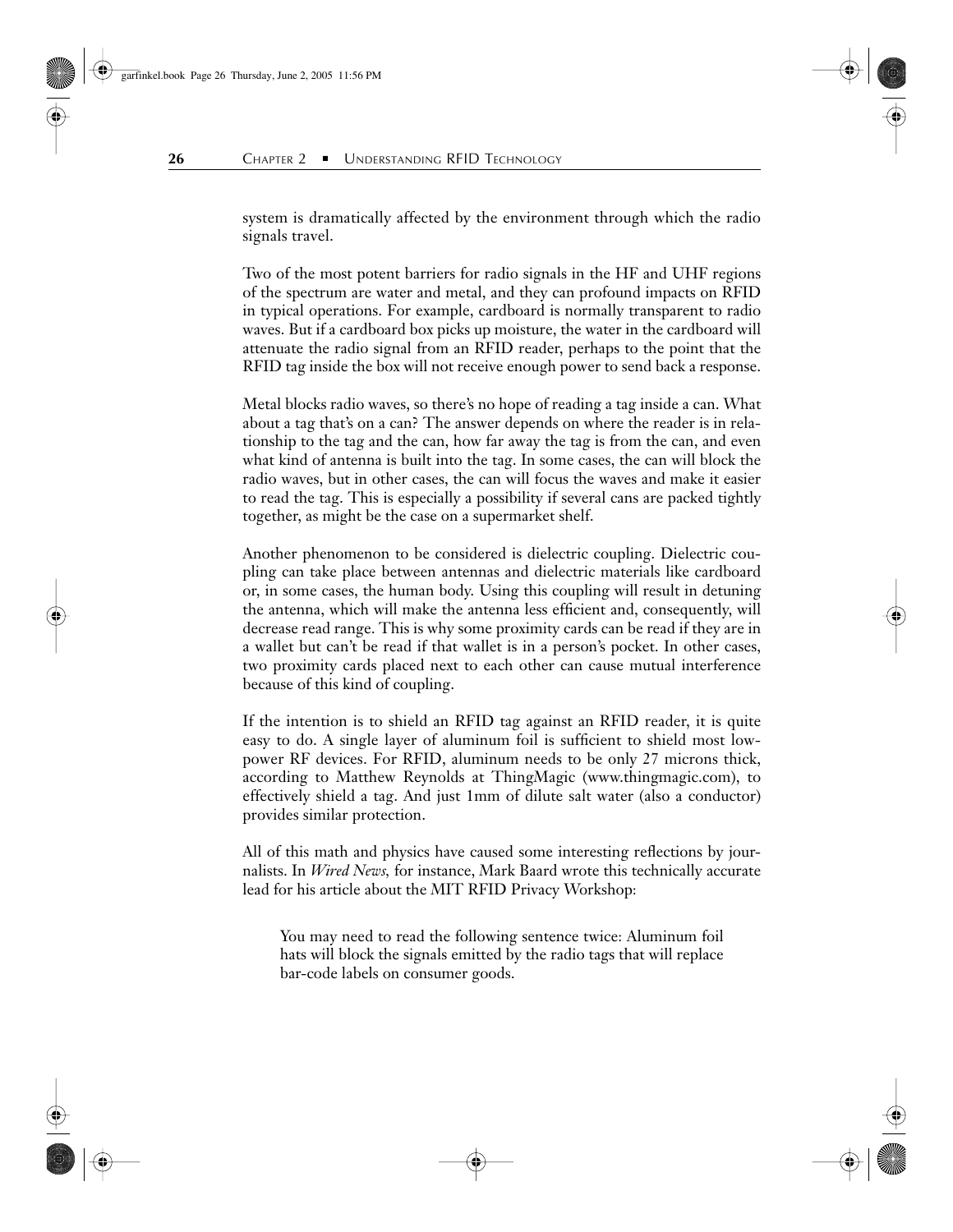system is dramatically affected by the environment through which the radio signals travel.

Two of the most potent barriers for radio signals in the HF and UHF regions of the spectrum are water and metal, and they can profound impacts on RFID in typical operations. For example, cardboard is normally transparent to radio waves. But if a cardboard box picks up moisture, the water in the cardboard will attenuate the radio signal from an RFID reader, perhaps to the point that the RFID tag inside the box will not receive enough power to send back a response.

Metal blocks radio waves, so there's no hope of reading a tag inside a can. What about a tag that's on a can? The answer depends on where the reader is in relationship to the tag and the can, how far away the tag is from the can, and even what kind of antenna is built into the tag. In some cases, the can will block the radio waves, but in other cases, the can will focus the waves and make it easier to read the tag. This is especially a possibility if several cans are packed tightly together, as might be the case on a supermarket shelf.

Another phenomenon to be considered is dielectric coupling. Dielectric coupling can take place between antennas and dielectric materials like cardboard or, in some cases, the human body. Using this coupling will result in detuning the antenna, which will make the antenna less efficient and, consequently, will decrease read range. This is why some proximity cards can be read if they are in a wallet but can't be read if that wallet is in a person's pocket. In other cases, two proximity cards placed next to each other can cause mutual interference because of this kind of coupling.

If the intention is to shield an RFID tag against an RFID reader, it is quite easy to do. A single layer of aluminum foil is sufficient to shield most low-power RF devices. For RFID, aluminum needs to be only 27 microns thick, according to Matthew Reynolds at ThingMagic (www.thingmagic.com), to effectively shield a tag. And just 1mm of dilute salt water (also a conductor) provides similar protection.

All of this math and physics have caused some interesting reflections by journalists. In *Wired News*, for instance, Mark Baard wrote this technically accurate lead for his article about the MIT RFID Privacy Workshop:

> You may need to read the following sentence twice: Aluminum foil hats will block the signals emitted by the radio tags that will replace bar-code labels on consumer goods.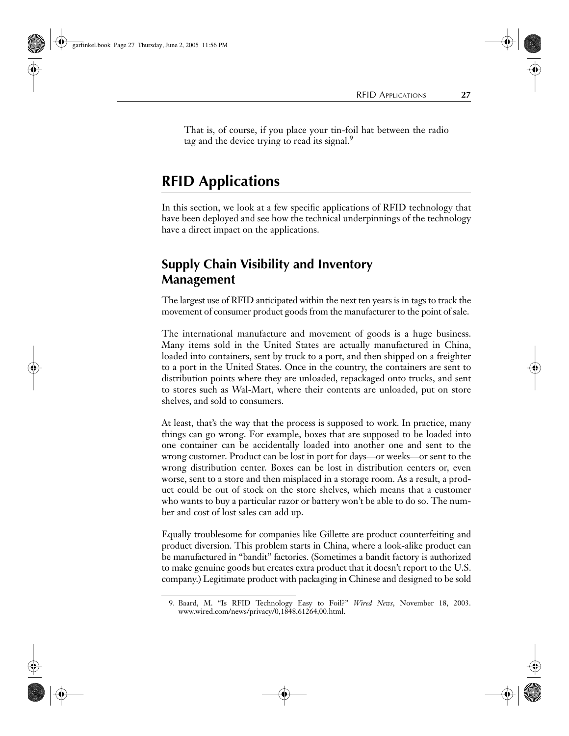That is, of course, if you place your tin-foil hat between the radio tag and the device trying to read its signal.[9]

## RFID Applications

In this section, we look at a few specific applications of RFID technology that have been deployed and see how the technical underpinnings of the technology have a direct impact on the applications.

### Supply Chain Visibility and Inventory Management

The largest use of RFID anticipated within the next ten years is in tags to track the movement of consumer product goods from the manufacturer to the point of sale.

The international manufacture and movement of goods is a huge business. Many items sold in the United States are actually manufactured in China, loaded into containers, sent by truck to a port, and then shipped on a freighter to a port in the United States. Once in the country, the containers are sent to distribution points where they are unloaded, repackaged onto trucks, and sent to stores such as Wal-Mart, where their contents are unloaded, put on store shelves, and sold to consumers.

At least, that's the way that the process is supposed to work. In practice, many things can go wrong. For example, boxes that are supposed to be loaded into one container can be accidentally loaded into another one and sent to the wrong customer. Product can be lost in port for days—or weeks—or sent to the wrong distribution center. Boxes can be lost in distribution centers or, even worse, sent to a store and then misplaced in a storage room. As a result, a product could be out of stock on the store shelves, which means that a customer who wants to buy a particular razor or battery won't be able to do so. The number and cost of lost sales can add up.

Equally troublesome for companies like Gillette are product counterfeiting and product diversion. This problem starts in China, where a look-alike product can be manufactured in "bandit" factories. (Sometimes a bandit factory is authorized to make genuine goods but creates extra product that it doesn't report to the U.S. company.) Legitimate product with packaging in Chinese and designed to be sold

9. Baard, M. "Is RFID Technology Easy to Foil?" *Wired News*, November 18, 2003. www.wired.com/news/privacy/0,1848,61264,00.html.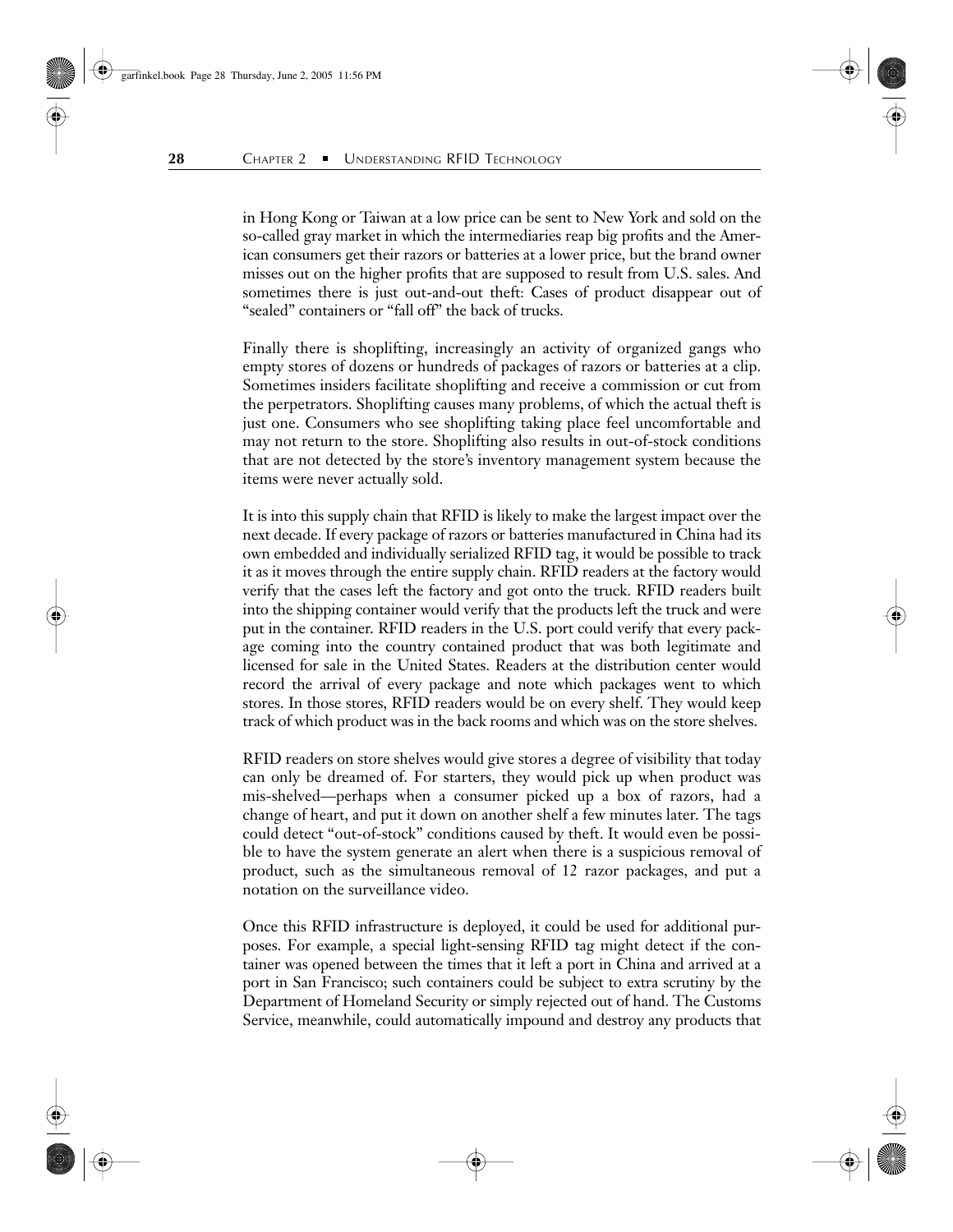in Hong Kong or Taiwan at a low price can be sent to New York and sold on the so-called gray market in which the intermediaries reap big profits and the American consumers get their razors or batteries at a lower price, but the brand owner misses out on the higher profits that are supposed to result from U.S. sales. And sometimes there is just out-and-out theft: Cases of product disappear out of "sealed" containers or "fall off" the back of trucks.

Finally there is shoplifting, increasingly an activity of organized gangs who empty stores of dozens or hundreds of packages of razors or batteries at a clip. Sometimes insiders facilitate shoplifting and receive a commission or cut from the perpetrators. Shoplifting causes many problems, of which the actual theft is just one. Consumers who see shoplifting taking place feel uncomfortable and may not return to the store. Shoplifting also results in out-of-stock conditions that are not detected by the store's inventory management system because the items were never actually sold.

It is into this supply chain that RFID is likely to make the largest impact over the next decade. If every package of razors or batteries manufactured in China had its own embedded and individually serialized RFID tag, it would be possible to track it as it moves through the entire supply chain. RFID readers at the factory would verify that the cases left the factory and got onto the truck. RFID readers built into the shipping container would verify that the products left the truck and were put in the container. RFID readers in the U.S. port could verify that every package coming into the country contained product that was both legitimate and licensed for sale in the United States. Readers at the distribution center would record the arrival of every package and note which packages went to which stores. In those stores, RFID readers would be on every shelf. They would keep track of which product was in the back rooms and which was on the store shelves.

RFID readers on store shelves would give stores a degree of visibility that today can only be dreamed of. For starters, they would pick up when product was mis-shelved—perhaps when a consumer picked up a box of razors, had a change of heart, and put it down on another shelf a few minutes later. The tags could detect "out-of-stock" conditions caused by theft. It would even be possible to have the system generate an alert when there is a suspicious removal of product, such as the simultaneous removal of 12 razor packages, and put a notation on the surveillance video.

Once this RFID infrastructure is deployed, it could be used for additional purposes. For example, a special light-sensing RFID tag might detect if the container was opened between the times that it left a port in China and arrived at a port in San Francisco; such containers could be subject to extra scrutiny by the Department of Homeland Security or simply rejected out of hand. The Customs Service, meanwhile, could automatically impound and destroy any products that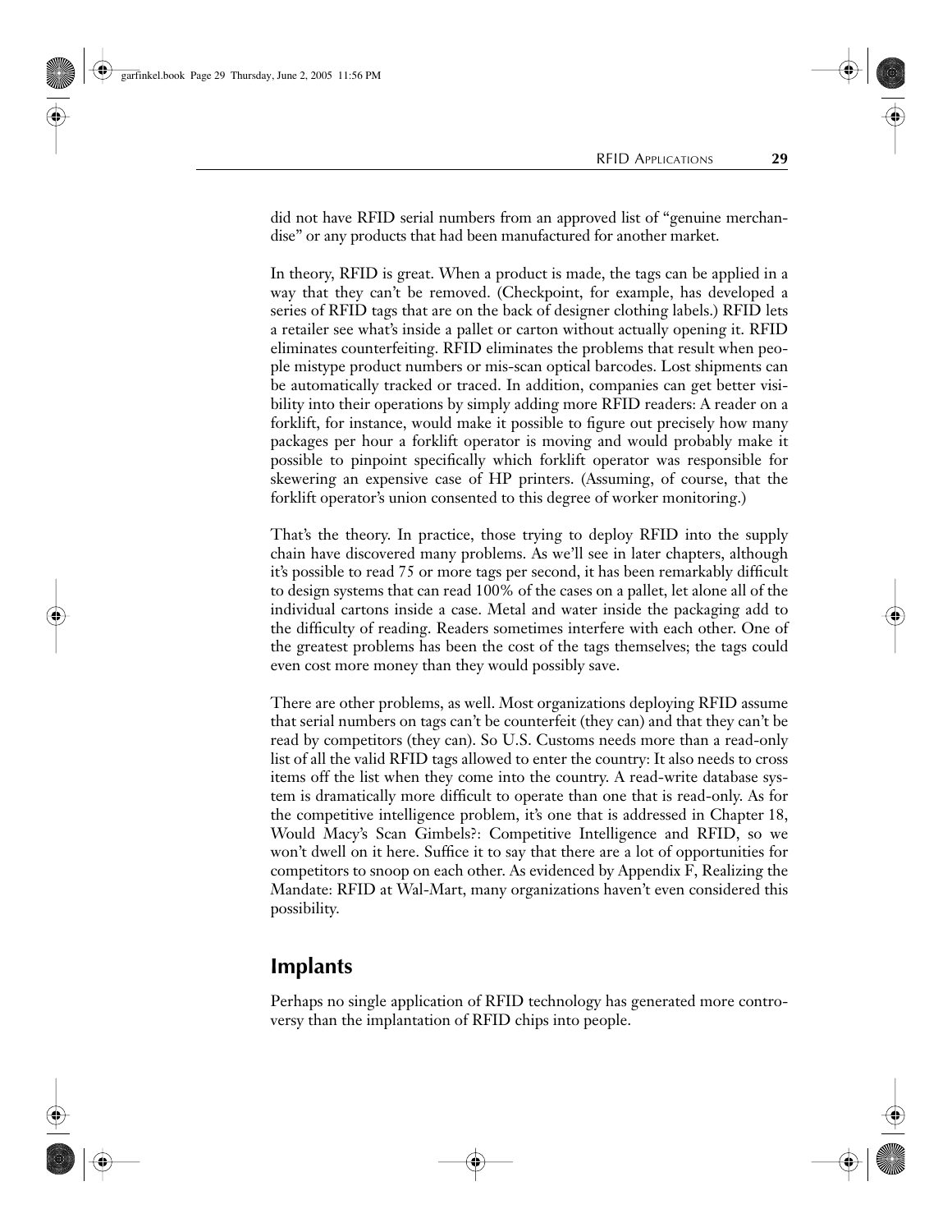did not have RFID serial numbers from an approved list of "genuine merchandise" or any products that had been manufactured for another market.

In theory, RFID is great. When a product is made, the tags can be applied in a way that they can't be removed. (Checkpoint, for example, has developed a series of RFID tags that are on the back of designer clothing labels.) RFID lets a retailer see what's inside a pallet or carton without actually opening it. RFID eliminates counterfeiting. RFID eliminates the problems that result when people mistype product numbers or mis-scan optical barcodes. Lost shipments can be automatically tracked or traced. In addition, companies can get better visibility into their operations by simply adding more RFID readers: A reader on a forklift, for instance, would make it possible to figure out precisely how many packages per hour a forklift operator is moving and would probably make it possible to pinpoint specifically which forklift operator was responsible for skewering an expensive case of HP printers. (Assuming, of course, that the forklift operator's union consented to this degree of worker monitoring.)

That's the theory. In practice, those trying to deploy RFID into the supply chain have discovered many problems. As we'll see in later chapters, although it's possible to read 75 or more tags per second, it has been remarkably difficult to design systems that can read 100% of the cases on a pallet, let alone all of the individual cartons inside a case. Metal and water inside the packaging add to the difficulty of reading. Readers sometimes interfere with each other. One of the greatest problems has been the cost of the tags themselves; the tags could even cost more money than they would possibly save.

There are other problems, as well. Most organizations deploying RFID assume that serial numbers on tags can't be counterfeit (they can) and that they can't be read by competitors (they can). So U.S. Customs needs more than a read-only list of all the valid RFID tags allowed to enter the country: It also needs to cross items off the list when they come into the country. A read-write database system is dramatically more difficult to operate than one that is read-only. As for the competitive intelligence problem, it's one that is addressed in Chapter 18, Would Macy's Scan Gimbels?: Competitive Intelligence and RFID, so we won't dwell on it here. Suffice it to say that there are a lot of opportunities for competitors to snoop on each other. As evidenced by Appendix F, Realizing the Mandate: RFID at Wal-Mart, many organizations haven't even considered this possibility.

## Implants

Perhaps no single application of RFID technology has generated more controversy than the implantation of RFID chips into people.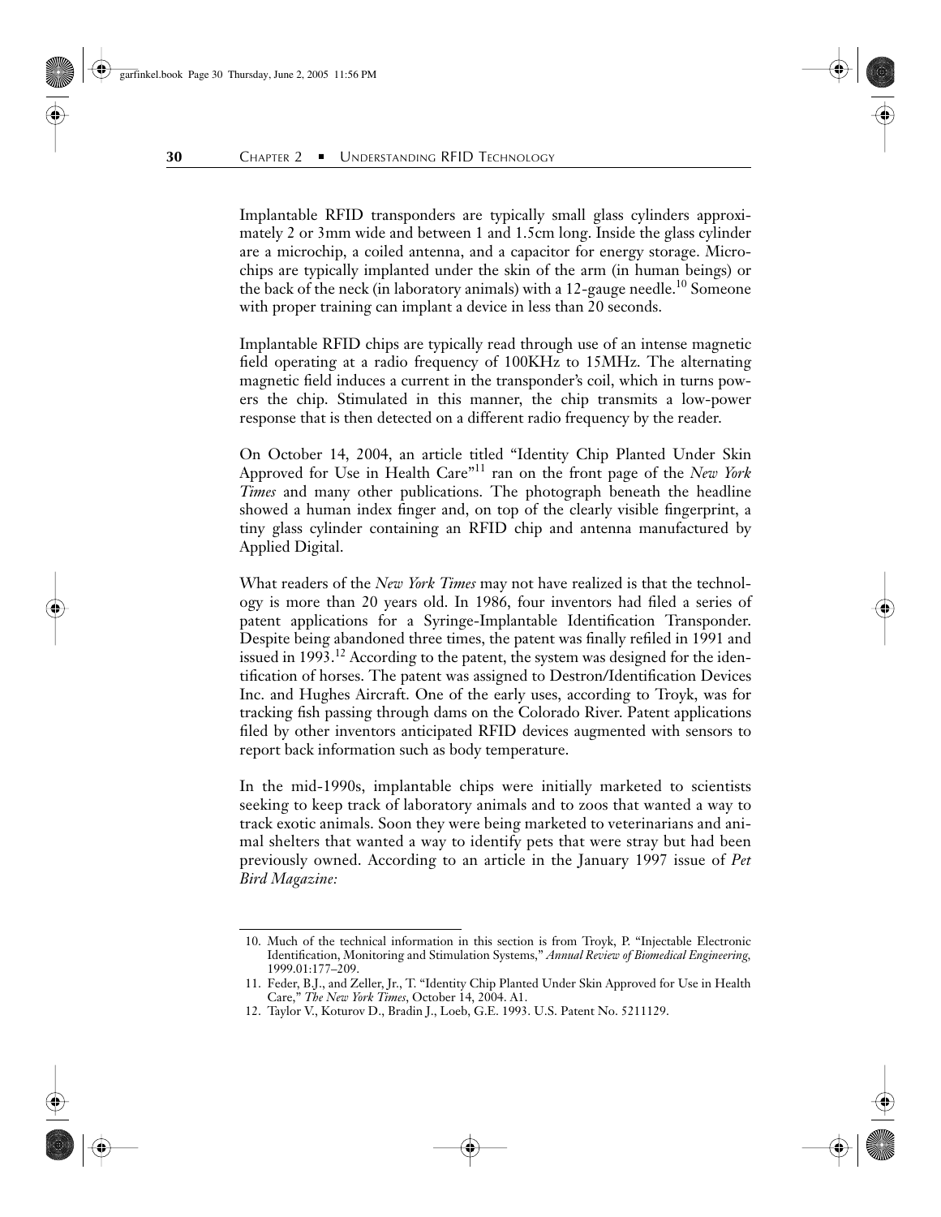Implantable RFID transponders are typically small glass cylinders approximately 2 or 3mm wide and between 1 and 1.5cm long. Inside the glass cylinder are a microchip, a coiled antenna, and a capacitor for energy storage. Microchips are typically implanted under the skin of the arm (in human beings) or the back of the neck (in laboratory animals) with a 12-gauge needle.[10] Someone with proper training can implant a device in less than 20 seconds.

Implantable RFID chips are typically read through use of an intense magnetic field operating at a radio frequency of 100KHz to 15MHz. The alternating magnetic field induces a current in the transponder's coil, which in turns powers the chip. Stimulated in this manner, the chip transmits a low-power response that is then detected on a different radio frequency by the reader.

On October 14, 2004, an article titled "Identity Chip Planted Under Skin Approved for Use in Health Care"[11] ran on the front page of the *New York Times* and many other publications. The photograph beneath the headline showed a human index finger and, on top of the clearly visible fingerprint, a tiny glass cylinder containing an RFID chip and antenna manufactured by Applied Digital.

What readers of the *New York Times* may not have realized is that the technology is more than 20 years old. In 1986, four inventors had filed a series of patent applications for a Syringe-Implantable Identification Transponder. Despite being abandoned three times, the patent was finally refiled in 1991 and issued in 1993.[12] According to the patent, the system was designed for the identification of horses. The patent was assigned to Destron/Identification Devices Inc. and Hughes Aircraft. One of the early uses, according to Troyk, was for tracking fish passing through dams on the Colorado River. Patent applications filed by other inventors anticipated RFID devices augmented with sensors to report back information such as body temperature.

In the mid-1990s, implantable chips were initially marketed to scientists seeking to keep track of laboratory animals and to zoos that wanted a way to track exotic animals. Soon they were being marketed to veterinarians and animal shelters that wanted a way to identify pets that were stray but had been previously owned. According to an article in the January 1997 issue of *Pet Bird Magazine:*

---

10. Much of the technical information in this section is from Troyk, P. "Injectable Electronic Identification, Monitoring and Stimulation Systems," *Annual Review of Biomedical Engineering*, 1999.01:177–209.
11. Feder, B.J., and Zeller, Jr., T. "Identity Chip Planted Under Skin Approved for Use in Health Care," *The New York Times*, October 14, 2004. A1.
12. Taylor V., Koturov D., Bradin J., Loeb, G.E. 1993. U.S. Patent No. 5211129.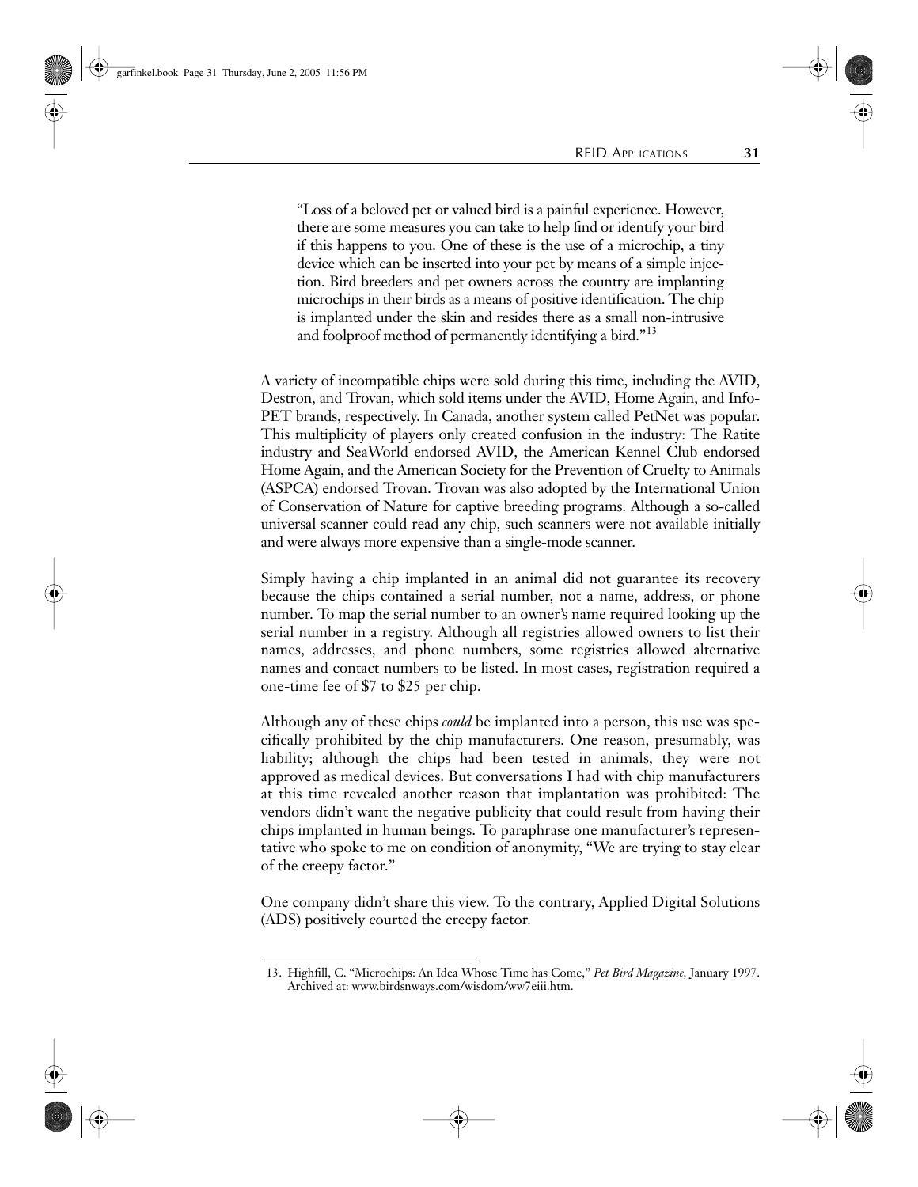> "Loss of a beloved pet or valued bird is a painful experience. However, there are some measures you can take to help find or identify your bird if this happens to you. One of these is the use of a microchip, a tiny device which can be inserted into your pet by means of a simple injection. Bird breeders and pet owners across the country are implanting microchips in their birds as a means of positive identification. The chip is implanted under the skin and resides there as a small non-intrusive and foolproof method of permanently identifying a bird."[13]

A variety of incompatible chips were sold during this time, including the AVID, Destron, and Trovan, which sold items under the AVID, Home Again, and Info-PET brands, respectively. In Canada, another system called PetNet was popular. This multiplicity of players only created confusion in the industry: The Ratite industry and SeaWorld endorsed AVID, the American Kennel Club endorsed Home Again, and the American Society for the Prevention of Cruelty to Animals (ASPCA) endorsed Trovan. Trovan was also adopted by the International Union of Conservation of Nature for captive breeding programs. Although a so-called universal scanner could read any chip, such scanners were not available initially and were always more expensive than a single-mode scanner.

Simply having a chip implanted in an animal did not guarantee its recovery because the chips contained a serial number, not a name, address, or phone number. To map the serial number to an owner's name required looking up the serial number in a registry. Although all registries allowed owners to list their names, addresses, and phone numbers, some registries allowed alternative names and contact numbers to be listed. In most cases, registration required a one-time fee of $7 to $25 per chip.

Although any of these chips *could* be implanted into a person, this use was specifically prohibited by the chip manufacturers. One reason, presumably, was liability; although the chips had been tested in animals, they were not approved as medical devices. But conversations I had with chip manufacturers at this time revealed another reason that implantation was prohibited: The vendors didn't want the negative publicity that could result from having their chips implanted in human beings. To paraphrase one manufacturer's representative who spoke to me on condition of anonymity, "We are trying to stay clear of the creepy factor."

One company didn't share this view. To the contrary, Applied Digital Solutions (ADS) positively courted the creepy factor.

13. Highfill, C. "Microchips: An Idea Whose Time has Come," *Pet Bird Magazine*, January 1997. Archived at: www.birdsnways.com/wisdom/ww7eiii.htm.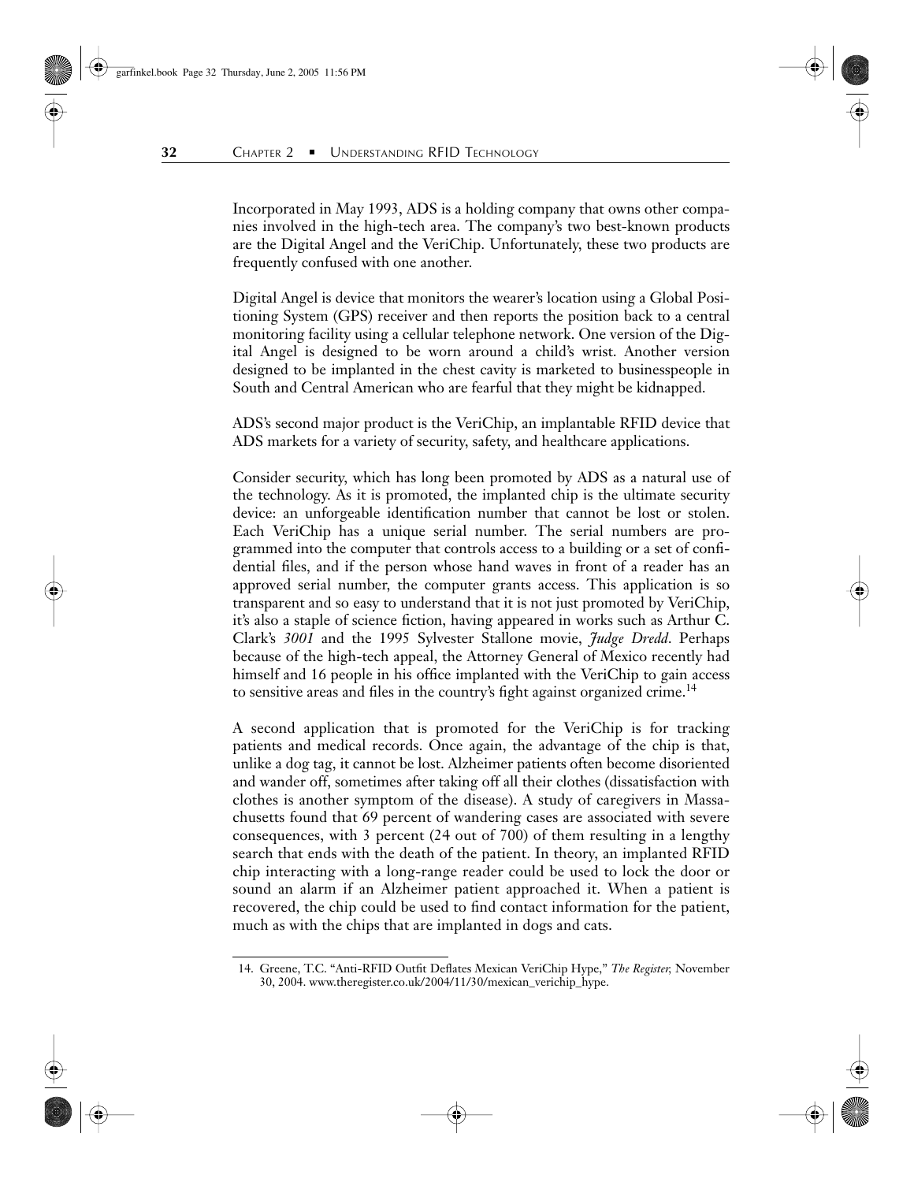Incorporated in May 1993, ADS is a holding company that owns other companies involved in the high-tech area. The company's two best-known products are the Digital Angel and the VeriChip. Unfortunately, these two products are frequently confused with one another.

Digital Angel is device that monitors the wearer's location using a Global Positioning System (GPS) receiver and then reports the position back to a central monitoring facility using a cellular telephone network. One version of the Digital Angel is designed to be worn around a child's wrist. Another version designed to be implanted in the chest cavity is marketed to businesspeople in South and Central American who are fearful that they might be kidnapped.

ADS's second major product is the VeriChip, an implantable RFID device that ADS markets for a variety of security, safety, and healthcare applications.

Consider security, which has long been promoted by ADS as a natural use of the technology. As it is promoted, the implanted chip is the ultimate security device: an unforgeable identification number that cannot be lost or stolen. Each VeriChip has a unique serial number. The serial numbers are programmed into the computer that controls access to a building or a set of confidential files, and if the person whose hand waves in front of a reader has an approved serial number, the computer grants access. This application is so transparent and so easy to understand that it is not just promoted by VeriChip, it's also a staple of science fiction, having appeared in works such as Arthur C. Clark's *3001* and the 1995 Sylvester Stallone movie, *Judge Dredd*. Perhaps because of the high-tech appeal, the Attorney General of Mexico recently had himself and 16 people in his office implanted with the VeriChip to gain access to sensitive areas and files in the country's fight against organized crime.[14]

A second application that is promoted for the VeriChip is for tracking patients and medical records. Once again, the advantage of the chip is that, unlike a dog tag, it cannot be lost. Alzheimer patients often become disoriented and wander off, sometimes after taking off all their clothes (dissatisfaction with clothes is another symptom of the disease). A study of caregivers in Massachusetts found that 69 percent of wandering cases are associated with severe consequences, with 3 percent (24 out of 700) of them resulting in a lengthy search that ends with the death of the patient. In theory, an implanted RFID chip interacting with a long-range reader could be used to lock the door or sound an alarm if an Alzheimer patient approached it. When a patient is recovered, the chip could be used to find contact information for the patient, much as with the chips that are implanted in dogs and cats.

14. Greene, T.C. "Anti-RFID Outfit Deflates Mexican VeriChip Hype," *The Register,* November 30, 2004. www.theregister.co.uk/2004/11/30/mexican_verichip_hype.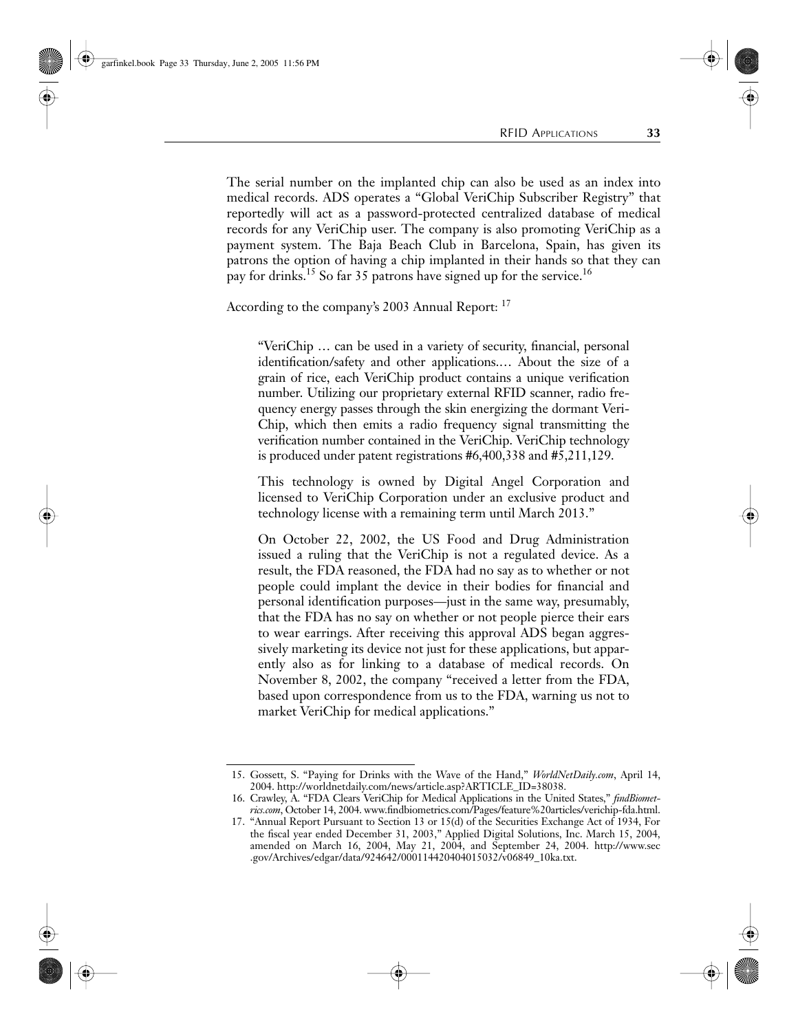The serial number on the implanted chip can also be used as an index into medical records. ADS operates a "Global VeriChip Subscriber Registry" that reportedly will act as a password-protected centralized database of medical records for any VeriChip user. The company is also promoting VeriChip as a payment system. The Baja Beach Club in Barcelona, Spain, has given its patrons the option of having a chip implanted in their hands so that they can pay for drinks.[15] So far 35 patrons have signed up for the service.[16]

According to the company's 2003 Annual Report: [17]

> "VeriChip … can be used in a variety of security, financial, personal identification/safety and other applications.… About the size of a grain of rice, each VeriChip product contains a unique verification number. Utilizing our proprietary external RFID scanner, radio frequency energy passes through the skin energizing the dormant VeriChip, which then emits a radio frequency signal transmitting the verification number contained in the VeriChip. VeriChip technology is produced under patent registrations #6,400,338 and #5,211,129.
>
> This technology is owned by Digital Angel Corporation and licensed to VeriChip Corporation under an exclusive product and technology license with a remaining term until March 2013."
>
> On October 22, 2002, the US Food and Drug Administration issued a ruling that the VeriChip is not a regulated device. As a result, the FDA reasoned, the FDA had no say as to whether or not people could implant the device in their bodies for financial and personal identification purposes—just in the same way, presumably, that the FDA has no say on whether or not people pierce their ears to wear earrings. After receiving this approval ADS began aggressively marketing its device not just for these applications, but apparently also as for linking to a database of medical records. On November 8, 2002, the company "received a letter from the FDA, based upon correspondence from us to the FDA, warning us not to market VeriChip for medical applications."

---

15. Gossett, S. "Paying for Drinks with the Wave of the Hand," *WorldNetDaily.com*, April 14, 2004. http://worldnetdaily.com/news/article.asp?ARTICLE_ID=38038.
16. Crawley, A. "FDA Clears VeriChip for Medical Applications in the United States," *findBiometrics.com*, October 14, 2004. www.findbiometrics.com/Pages/feature%20articles/verichip-fda.html.
17. "Annual Report Pursuant to Section 13 or 15(d) of the Securities Exchange Act of 1934, For the fiscal year ended December 31, 2003," Applied Digital Solutions, Inc. March 15, 2004, amended on March 16, 2004, May 21, 2004, and September 24, 2004. http://www.sec.gov/Archives/edgar/data/924642/000114420404015032/v06849_10ka.txt.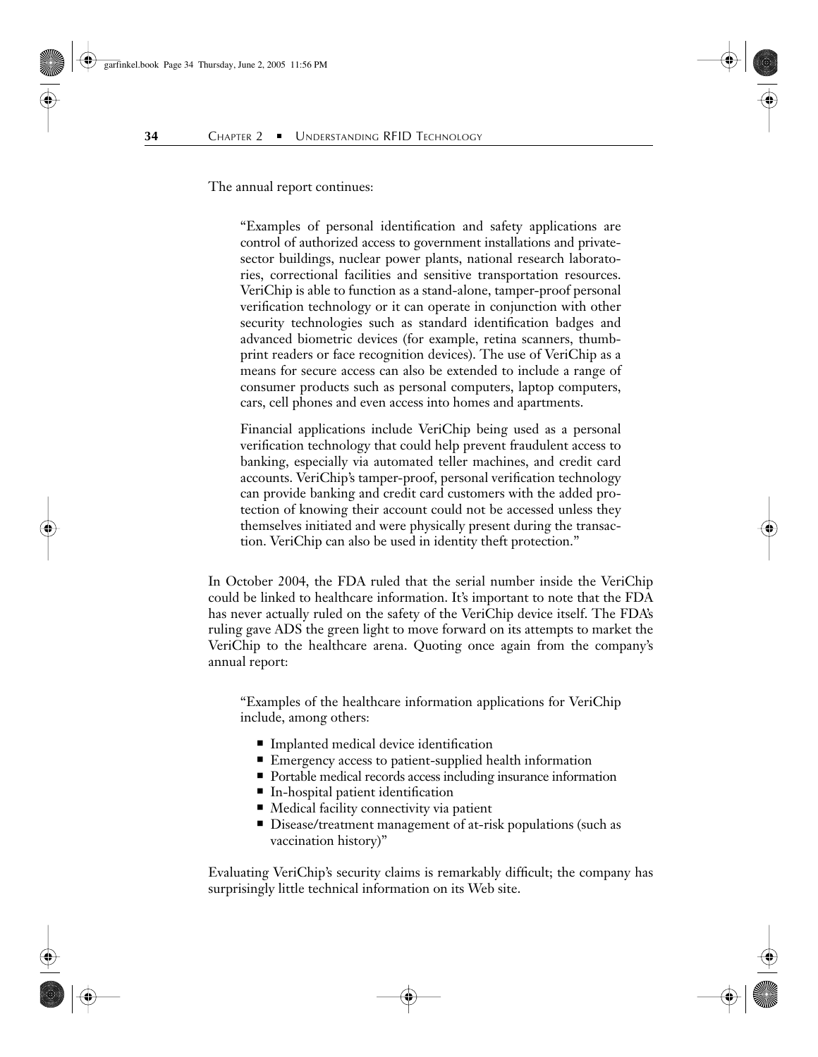The annual report continues:

> "Examples of personal identification and safety applications are control of authorized access to government installations and private-sector buildings, nuclear power plants, national research laboratories, correctional facilities and sensitive transportation resources. VeriChip is able to function as a stand-alone, tamper-proof personal verification technology or it can operate in conjunction with other security technologies such as standard identification badges and advanced biometric devices (for example, retina scanners, thumbprint readers or face recognition devices). The use of VeriChip as a means for secure access can also be extended to include a range of consumer products such as personal computers, laptop computers, cars, cell phones and even access into homes and apartments.
>
> Financial applications include VeriChip being used as a personal verification technology that could help prevent fraudulent access to banking, especially via automated teller machines, and credit card accounts. VeriChip's tamper-proof, personal verification technology can provide banking and credit card customers with the added protection of knowing their account could not be accessed unless they themselves initiated and were physically present during the transaction. VeriChip can also be used in identity theft protection."

In October 2004, the FDA ruled that the serial number inside the VeriChip could be linked to healthcare information. It's important to note that the FDA has never actually ruled on the safety of the VeriChip device itself. The FDA's ruling gave ADS the green light to move forward on its attempts to market the VeriChip to the healthcare arena. Quoting once again from the company's annual report:

> "Examples of the healthcare information applications for VeriChip include, among others:
>
> - Implanted medical device identification
> - Emergency access to patient-supplied health information
> - Portable medical records access including insurance information
> - In-hospital patient identification
> - Medical facility connectivity via patient
> - Disease/treatment management of at-risk populations (such as vaccination history)"

Evaluating VeriChip's security claims is remarkably difficult; the company has surprisingly little technical information on its Web site.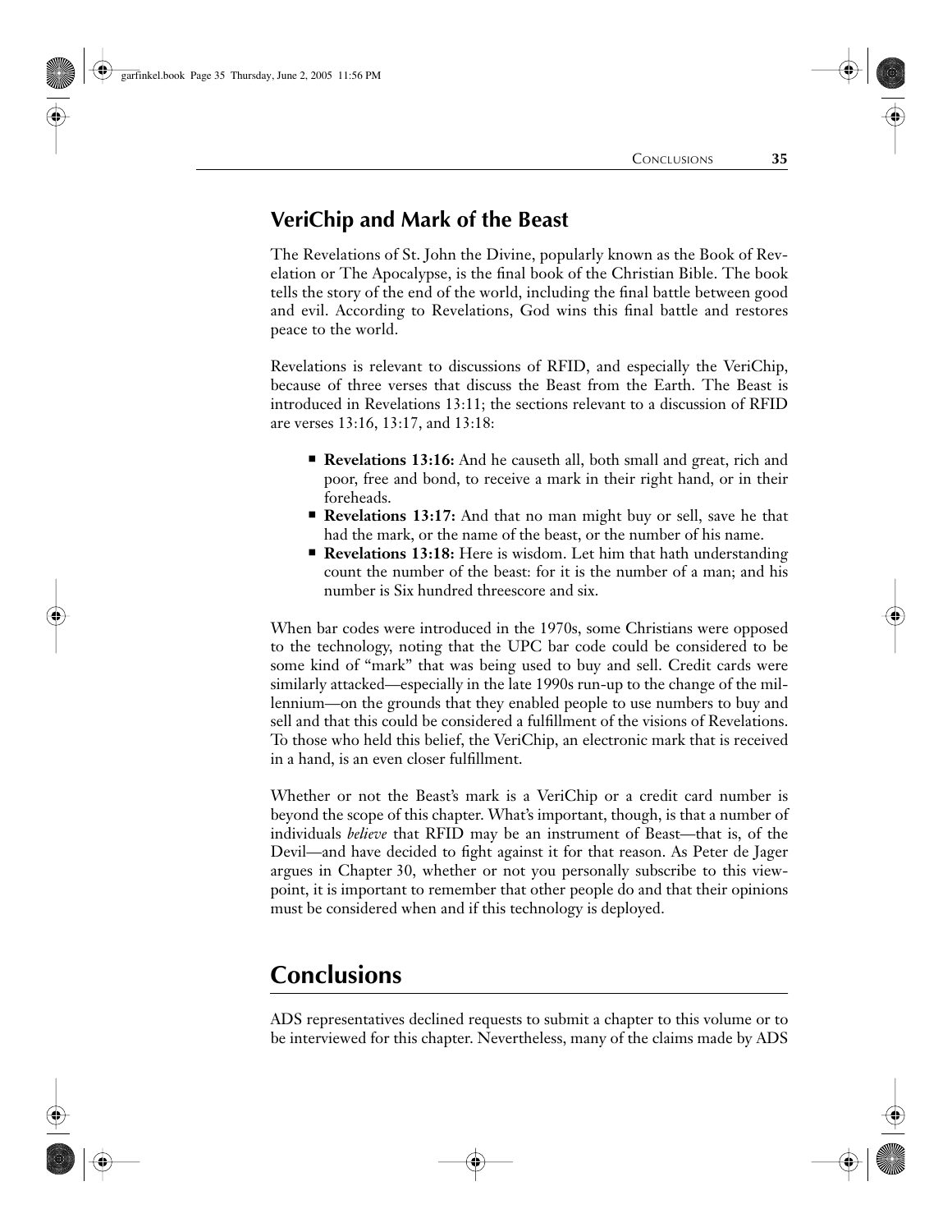## VeriChip and Mark of the Beast

The Revelations of St. John the Divine, popularly known as the Book of Revelation or The Apocalypse, is the final book of the Christian Bible. The book tells the story of the end of the world, including the final battle between good and evil. According to Revelations, God wins this final battle and restores peace to the world.

Revelations is relevant to discussions of RFID, and especially the VeriChip, because of three verses that discuss the Beast from the Earth. The Beast is introduced in Revelations 13:11; the sections relevant to a discussion of RFID are verses 13:16, 13:17, and 13:18:

- **Revelations 13:16:** And he causeth all, both small and great, rich and poor, free and bond, to receive a mark in their right hand, or in their foreheads.
- **Revelations 13:17:** And that no man might buy or sell, save he that had the mark, or the name of the beast, or the number of his name.
- **Revelations 13:18:** Here is wisdom. Let him that hath understanding count the number of the beast: for it is the number of a man; and his number is Six hundred threescore and six.

When bar codes were introduced in the 1970s, some Christians were opposed to the technology, noting that the UPC bar code could be considered to be some kind of "mark" that was being used to buy and sell. Credit cards were similarly attacked—especially in the late 1990s run-up to the change of the millennium—on the grounds that they enabled people to use numbers to buy and sell and that this could be considered a fulfillment of the visions of Revelations. To those who held this belief, the VeriChip, an electronic mark that is received in a hand, is an even closer fulfillment.

Whether or not the Beast's mark is a VeriChip or a credit card number is beyond the scope of this chapter. What's important, though, is that a number of individuals *believe* that RFID may be an instrument of Beast—that is, of the Devil—and have decided to fight against it for that reason. As Peter de Jager argues in Chapter 30, whether or not you personally subscribe to this viewpoint, it is important to remember that other people do and that their opinions must be considered when and if this technology is deployed.

## Conclusions

ADS representatives declined requests to submit a chapter to this volume or to be interviewed for this chapter. Nevertheless, many of the claims made by ADS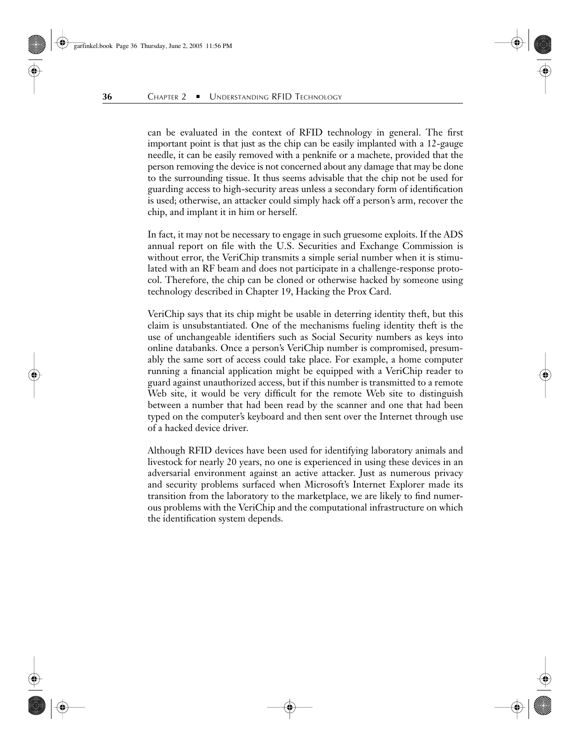can be evaluated in the context of RFID technology in general. The first important point is that just as the chip can be easily implanted with a 12-gauge needle, it can be easily removed with a penknife or a machete, provided that the person removing the device is not concerned about any damage that may be done to the surrounding tissue. It thus seems advisable that the chip not be used for guarding access to high-security areas unless a secondary form of identification is used; otherwise, an attacker could simply hack off a person's arm, recover the chip, and implant it in him or herself.

In fact, it may not be necessary to engage in such gruesome exploits. If the ADS annual report on file with the U.S. Securities and Exchange Commission is without error, the VeriChip transmits a simple serial number when it is stimulated with an RF beam and does not participate in a challenge-response protocol. Therefore, the chip can be cloned or otherwise hacked by someone using technology described in Chapter 19, Hacking the Prox Card.

VeriChip says that its chip might be usable in deterring identity theft, but this claim is unsubstantiated. One of the mechanisms fueling identity theft is the use of unchangeable identifiers such as Social Security numbers as keys into online databanks. Once a person's VeriChip number is compromised, presumably the same sort of access could take place. For example, a home computer running a financial application might be equipped with a VeriChip reader to guard against unauthorized access, but if this number is transmitted to a remote Web site, it would be very difficult for the remote Web site to distinguish between a number that had been read by the scanner and one that had been typed on the computer's keyboard and then sent over the Internet through use of a hacked device driver.

Although RFID devices have been used for identifying laboratory animals and livestock for nearly 20 years, no one is experienced in using these devices in an adversarial environment against an active attacker. Just as numerous privacy and security problems surfaced when Microsoft's Internet Explorer made its transition from the laboratory to the marketplace, we are likely to find numerous problems with the VeriChip and the computational infrastructure on which the identification system depends.